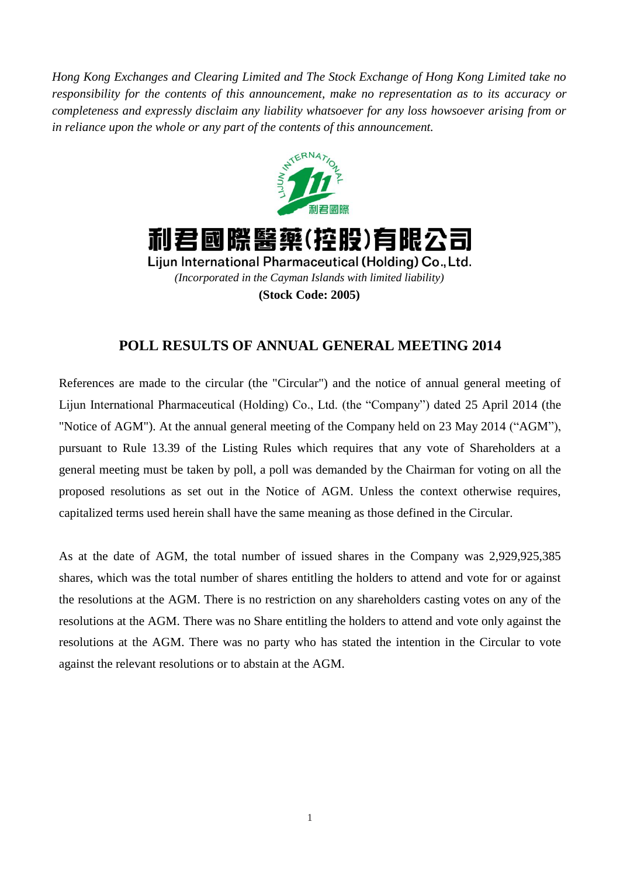*Hong Kong Exchanges and Clearing Limited and The Stock Exchange of Hong Kong Limited take no responsibility for the contents of this announcement, make no representation as to its accuracy or completeness and expressly disclaim any liability whatsoever for any loss howsoever arising from or in reliance upon the whole or any part of the contents of this announcement.*

# 利君國際醫藥(控股)有限公司

**Lijun International Pharmaceutical (Holding) Co., Ltd.**

*(Incorporated in the Cayman Islands with limited liability)*

**(Stock Code: 2005)**

## POLL RESULTS OF ANNUAL GENERAL MEETING 2014

References are made to the circular (the "Circular") and the notice of annual general meeting of Lijun International Pharmaceutical (Holding) Co., Ltd. (the "Company") dated 25 April 2014 (the "Notice of AGM"). At the annual general meeting of the Company held on 23 May 2014 ("AGM"), pursuant to Rule 13.39 of the Listing Rules which requires that any vote of Shareholders at a general meeting must be taken by poll, a poll was demanded by the Chairman for voting on all the proposed resolutions as set out in the Notice of AGM. Unless the context otherwise requires, capitalized terms used herein shall have the same meaning as those defined in the Circular.

As at the date of AGM, the total number of issued shares in the Company was 2,929,925,385 shares, which was the total number of shares entitling the holders to attend and vote for or against the resolutions at the AGM. There is no restriction on any shareholders casting votes on any of the resolutions at the AGM. There was no Share entitling the holders to attend and vote only against the resolutions at the AGM. There was no party who has stated the intention in the Circular to vote against the relevant resolutions or to abstain at the AGM.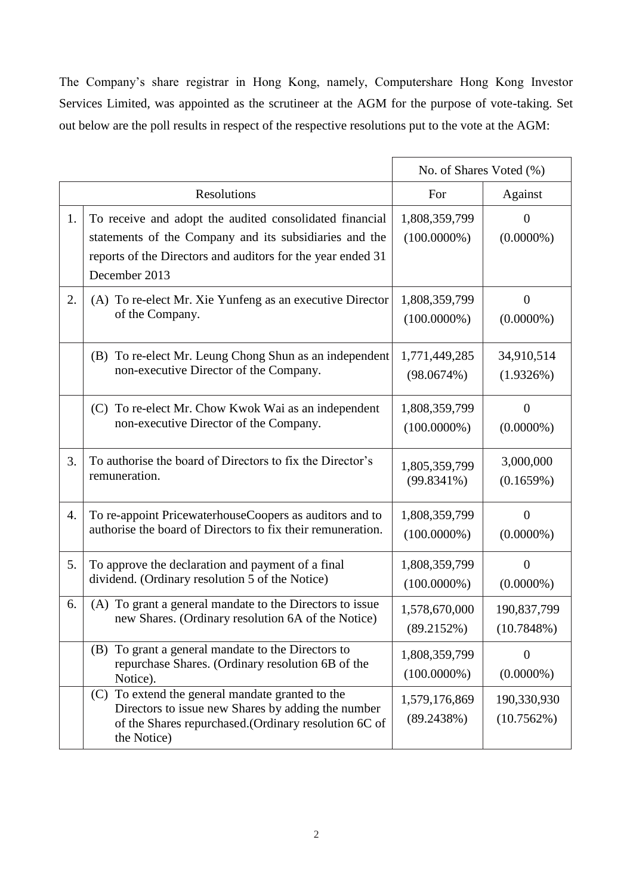The Company's share registrar in Hong Kong, namely, Computershare Hong Kong Investor Services Limited, was appointed as the scrutineer at the AGM for the purpose of vote-taking. Set out below are the poll results in respect of the respective resolutions put to the vote at the AGM:

| | | No. of Shares Voted (%) | |
|---|---|---|---|
| | Resolutions | For | Against |
| 1. | To receive and adopt the audited consolidated financial statements of the Company and its subsidiaries and the reports of the Directors and auditors for the year ended 31 December 2013 | 1,808,359,799 (100.0000%) | 0 (0.0000%) |
| 2. | (A) To re-elect Mr. Xie Yunfeng as an executive Director of the Company. | 1,808,359,799 (100.0000%) | 0 (0.0000%) |
| | (B) To re-elect Mr. Leung Chong Shun as an independent non-executive Director of the Company. | 1,771,449,285 (98.0674%) | 34,910,514 (1.9326%) |
| | (C) To re-elect Mr. Chow Kwok Wai as an independent non-executive Director of the Company. | 1,808,359,799 (100.0000%) | 0 (0.0000%) |
| 3. | To authorise the board of Directors to fix the Director's remuneration. | 1,805,359,799 (99.8341%) | 3,000,000 (0.1659%) |
| 4. | To re-appoint PricewaterhouseCoopers as auditors and to authorise the board of Directors to fix their remuneration. | 1,808,359,799 (100.0000%) | 0 (0.0000%) |
| 5. | To approve the declaration and payment of a final dividend. (Ordinary resolution 5 of the Notice) | 1,808,359,799 (100.0000%) | 0 (0.0000%) |
| 6. | (A) To grant a general mandate to the Directors to issue new Shares. (Ordinary resolution 6A of the Notice) | 1,578,670,000 (89.2152%) | 190,837,799 (10.7848%) |
| | (B) To grant a general mandate to the Directors to repurchase Shares. (Ordinary resolution 6B of the Notice). | 1,808,359,799 (100.0000%) | 0 (0.0000%) |
| | (C) To extend the general mandate granted to the Directors to issue new Shares by adding the number of the Shares repurchased.(Ordinary resolution 6C of the Notice) | 1,579,176,869 (89.2438%) | 190,330,930 (10.7562%) |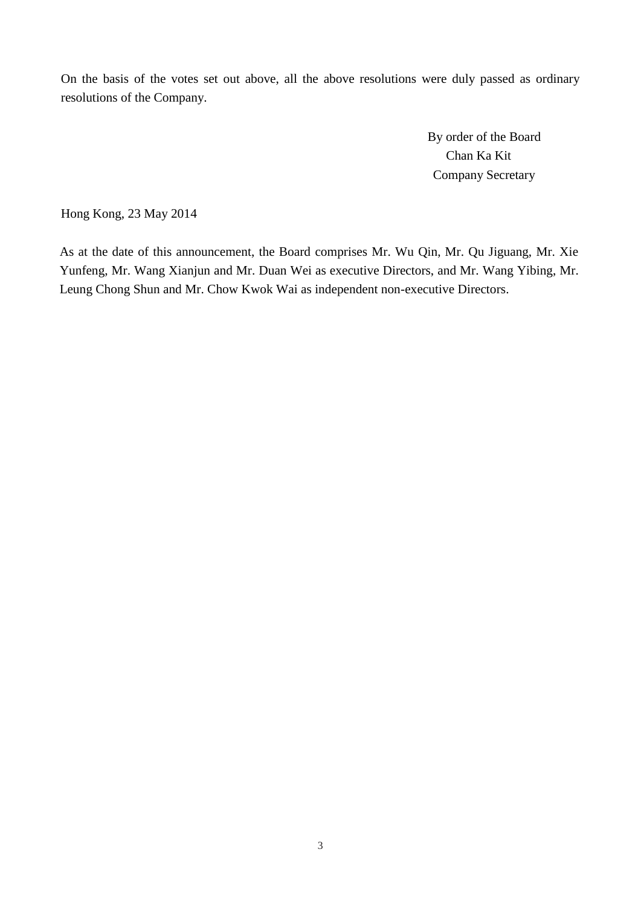On the basis of the votes set out above, all the above resolutions were duly passed as ordinary resolutions of the Company.

By order of the Board  
Chan Ka Kit  
Company Secretary

Hong Kong, 23 May 2014

As at the date of this announcement, the Board comprises Mr. Wu Qin, Mr. Qu Jiguang, Mr. Xie Yunfeng, Mr. Wang Xianjun and Mr. Duan Wei as executive Directors, and Mr. Wang Yibing, Mr. Leung Chong Shun and Mr. Chow Kwok Wai as independent non-executive Directors.